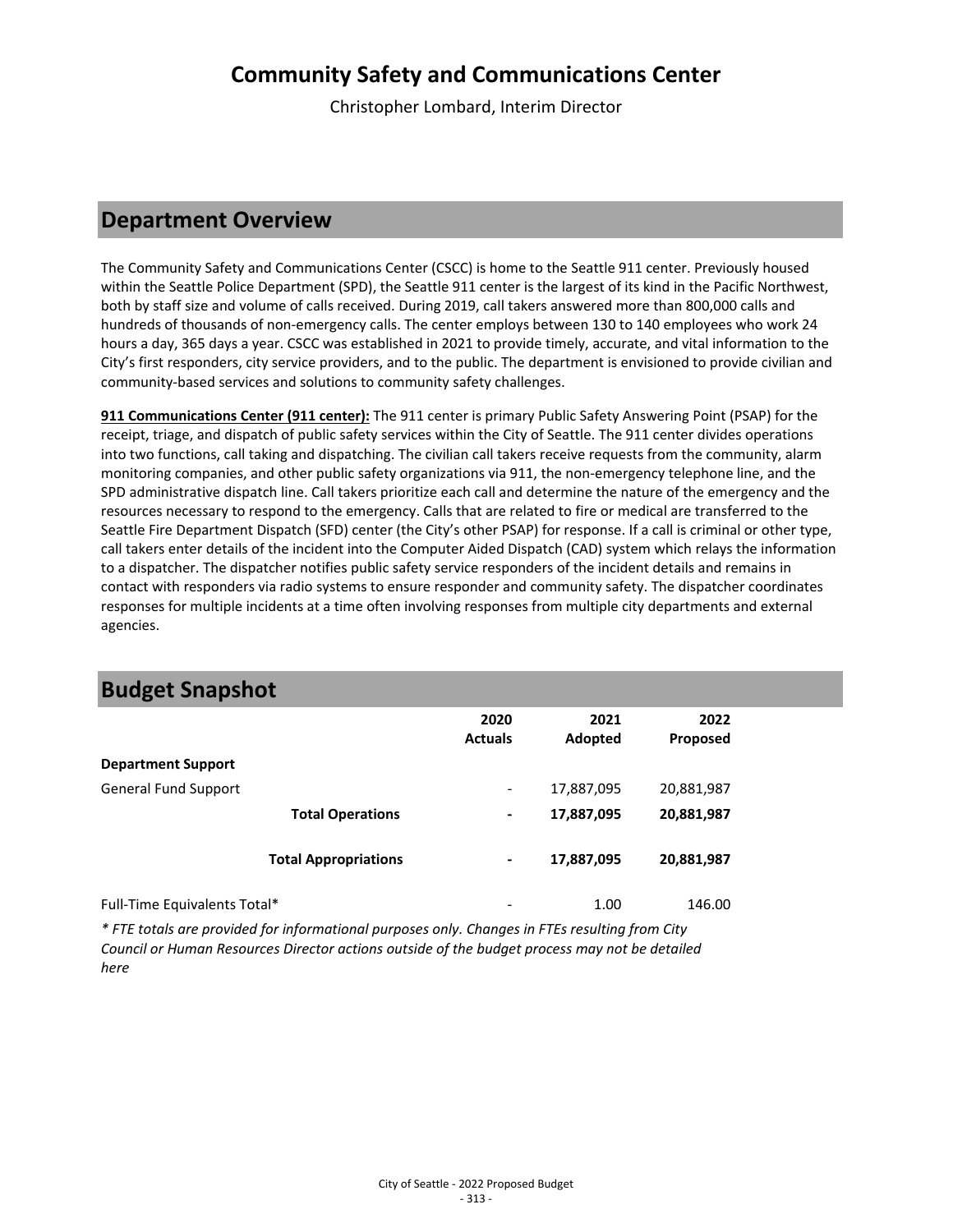# Community Safety and Communications Center

Christopher Lombard, Interim Director

## Department Overview

The Community Safety and Communications Center (CSCC) is home to the Seattle 911 center. Previously housed within the Seattle Police Department (SPD), the Seattle 911 center is the largest of its kind in the Pacific Northwest, both by staff size and volume of calls received. During 2019, call takers answered more than 800,000 calls and hundreds of thousands of non-emergency calls. The center employs between 130 to 140 employees who work 24 hours a day, 365 days a year. CSCC was established in 2021 to provide timely, accurate, and vital information to the City's first responders, city service providers, and to the public. The department is envisioned to provide civilian and community-based services and solutions to community safety challenges.

**911 Communications Center (911 center):** The 911 center is primary Public Safety Answering Point (PSAP) for the receipt, triage, and dispatch of public safety services within the City of Seattle. The 911 center divides operations into two functions, call taking and dispatching. The civilian call takers receive requests from the community, alarm monitoring companies, and other public safety organizations via 911, the non-emergency telephone line, and the SPD administrative dispatch line. Call takers prioritize each call and determine the nature of the emergency and the resources necessary to respond to the emergency. Calls that are related to fire or medical are transferred to the Seattle Fire Department Dispatch (SFD) center (the City's other PSAP) for response. If a call is criminal or other type, call takers enter details of the incident into the Computer Aided Dispatch (CAD) system which relays the information to a dispatcher. The dispatcher notifies public safety service responders of the incident details and remains in contact with responders via radio systems to ensure responder and community safety. The dispatcher coordinates responses for multiple incidents at a time often involving responses from multiple city departments and external agencies.

## Budget Snapshot

| | 2020 Actuals | 2021 Adopted | 2022 Proposed |
|---|---|---|---|
| **Department Support** | | | |
| General Fund Support | - | 17,887,095 | 20,881,987 |
| **Total Operations** | **-** | **17,887,095** | **20,881,987** |
| **Total Appropriations** | **-** | **17,887,095** | **20,881,987** |
| Full-Time Equivalents Total* | - | 1.00 | 146.00 |

*\* FTE totals are provided for informational purposes only. Changes in FTEs resulting from City Council or Human Resources Director actions outside of the budget process may not be detailed here*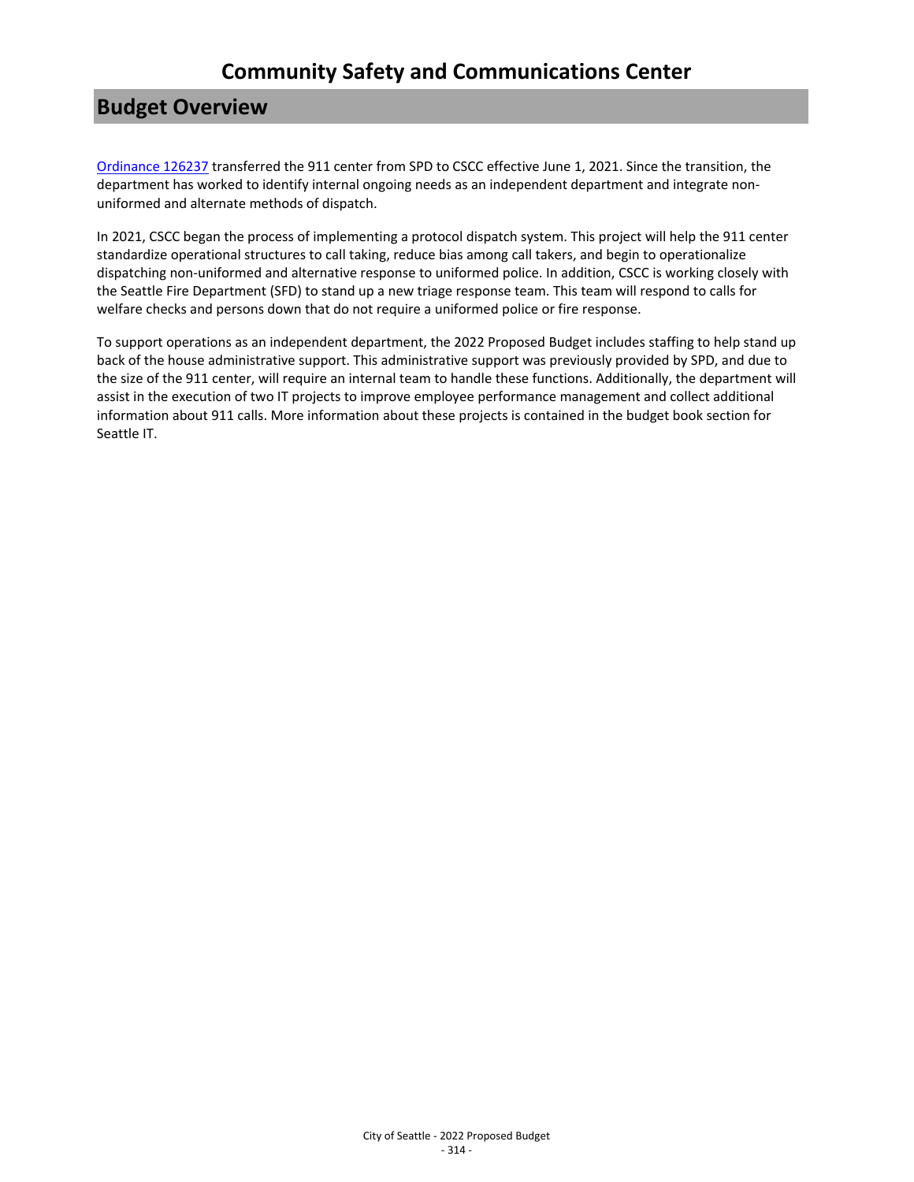# Community Safety and Communications Center

## Budget Overview

[Ordinance 126237] transferred the 911 center from SPD to CSCC effective June 1, 2021. Since the transition, the department has worked to identify internal ongoing needs as an independent department and integrate non-uniformed and alternate methods of dispatch.

In 2021, CSCC began the process of implementing a protocol dispatch system. This project will help the 911 center standardize operational structures to call taking, reduce bias among call takers, and begin to operationalize dispatching non-uniformed and alternative response to uniformed police. In addition, CSCC is working closely with the Seattle Fire Department (SFD) to stand up a new triage response team. This team will respond to calls for welfare checks and persons down that do not require a uniformed police or fire response.

To support operations as an independent department, the 2022 Proposed Budget includes staffing to help stand up back of the house administrative support. This administrative support was previously provided by SPD, and due to the size of the 911 center, will require an internal team to handle these functions. Additionally, the department will assist in the execution of two IT projects to improve employee performance management and collect additional information about 911 calls. More information about these projects is contained in the budget book section for Seattle IT.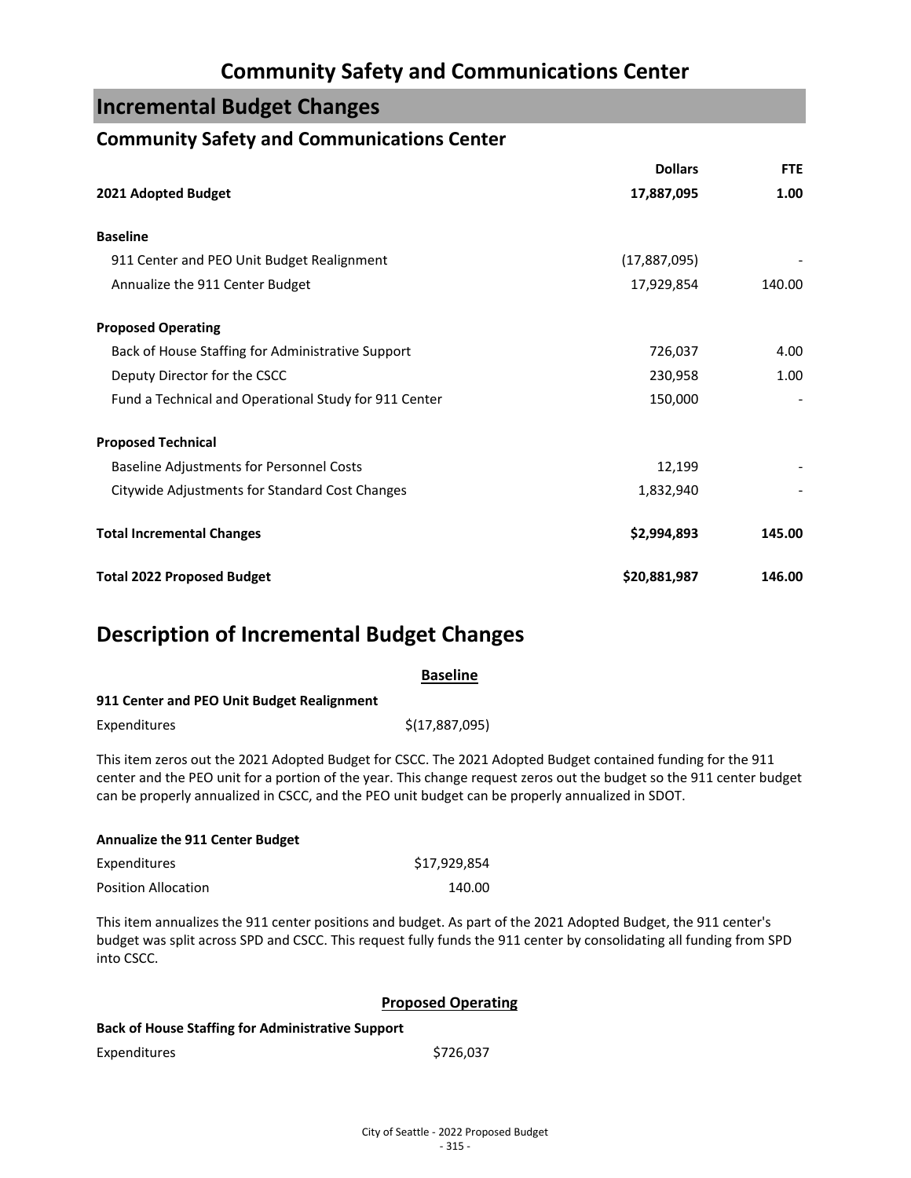# Community Safety and Communications Center

## Incremental Budget Changes

### Community Safety and Communications Center

| | Dollars | FTE |
|---|---|---|
| **2021 Adopted Budget** | **17,887,095** | **1.00** |
| **Baseline** | | |
| 911 Center and PEO Unit Budget Realignment | (17,887,095) | - |
| Annualize the 911 Center Budget | 17,929,854 | 140.00 |
| **Proposed Operating** | | |
| Back of House Staffing for Administrative Support | 726,037 | 4.00 |
| Deputy Director for the CSCC | 230,958 | 1.00 |
| Fund a Technical and Operational Study for 911 Center | 150,000 | - |
| **Proposed Technical** | | |
| Baseline Adjustments for Personnel Costs | 12,199 | - |
| Citywide Adjustments for Standard Cost Changes | 1,832,940 | - |
| **Total Incremental Changes** | **$2,994,893** | **145.00** |
| **Total 2022 Proposed Budget** | **$20,881,987** | **146.00** |

## Description of Incremental Budget Changes

### Baseline

**911 Center and PEO Unit Budget Realignment**

| | |
|---|---|
| Expenditures | $(17,887,095) |

This item zeros out the 2021 Adopted Budget for CSCC. The 2021 Adopted Budget contained funding for the 911 center and the PEO unit for a portion of the year. This change request zeros out the budget so the 911 center budget can be properly annualized in CSCC, and the PEO unit budget can be properly annualized in SDOT.

**Annualize the 911 Center Budget**

| | |
|---|---|
| Expenditures | $17,929,854 |
| Position Allocation | 140.00 |

This item annualizes the 911 center positions and budget. As part of the 2021 Adopted Budget, the 911 center's budget was split across SPD and CSCC. This request fully funds the 911 center by consolidating all funding from SPD into CSCC.

### Proposed Operating

**Back of House Staffing for Administrative Support**

| | |
|---|---|
| Expenditures | $726,037 |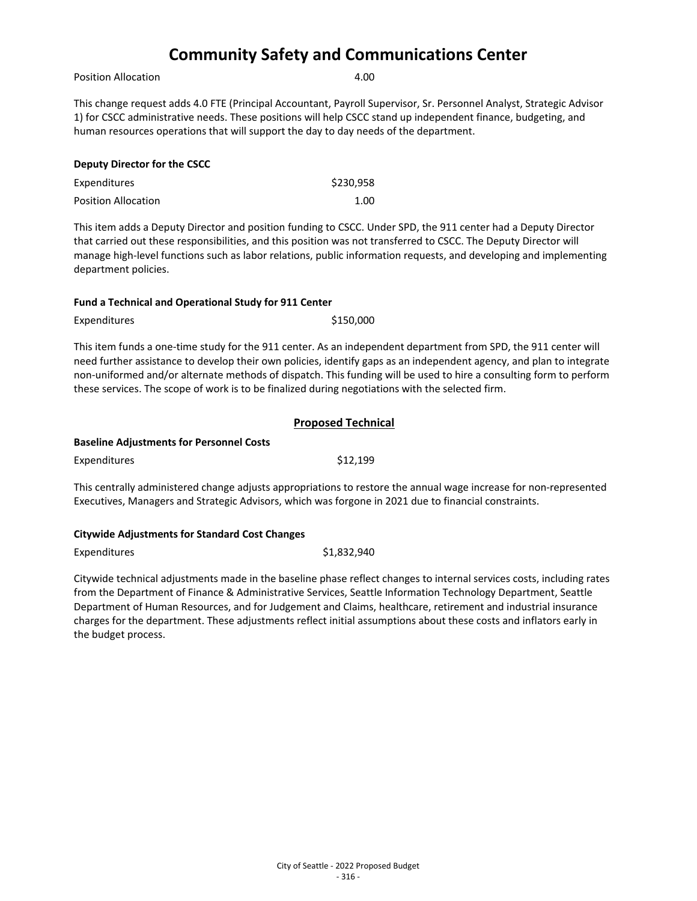# Community Safety and Communications Center

| | |
|---|---|
| Position Allocation | 4.00 |

This change request adds 4.0 FTE (Principal Accountant, Payroll Supervisor, Sr. Personnel Analyst, Strategic Advisor 1) for CSCC administrative needs. These positions will help CSCC stand up independent finance, budgeting, and human resources operations that will support the day to day needs of the department.

**Deputy Director for the CSCC**

| | |
|---|---|
| Expenditures | $230,958 |
| Position Allocation | 1.00 |

This item adds a Deputy Director and position funding to CSCC. Under SPD, the 911 center had a Deputy Director that carried out these responsibilities, and this position was not transferred to CSCC. The Deputy Director will manage high-level functions such as labor relations, public information requests, and developing and implementing department policies.

**Fund a Technical and Operational Study for 911 Center**

| | |
|---|---|
| Expenditures | $150,000 |

This item funds a one-time study for the 911 center. As an independent department from SPD, the 911 center will need further assistance to develop their own policies, identify gaps as an independent agency, and plan to integrate non-uniformed and/or alternate methods of dispatch. This funding will be used to hire a consulting form to perform these services. The scope of work is to be finalized during negotiations with the selected firm.

## Proposed Technical

**Baseline Adjustments for Personnel Costs**

| | |
|---|---|
| Expenditures | $12,199 |

This centrally administered change adjusts appropriations to restore the annual wage increase for non-represented Executives, Managers and Strategic Advisors, which was forgone in 2021 due to financial constraints.

**Citywide Adjustments for Standard Cost Changes**

| | |
|---|---|
| Expenditures | $1,832,940 |

Citywide technical adjustments made in the baseline phase reflect changes to internal services costs, including rates from the Department of Finance & Administrative Services, Seattle Information Technology Department, Seattle Department of Human Resources, and for Judgement and Claims, healthcare, retirement and industrial insurance charges for the department. These adjustments reflect initial assumptions about these costs and inflators early in the budget process.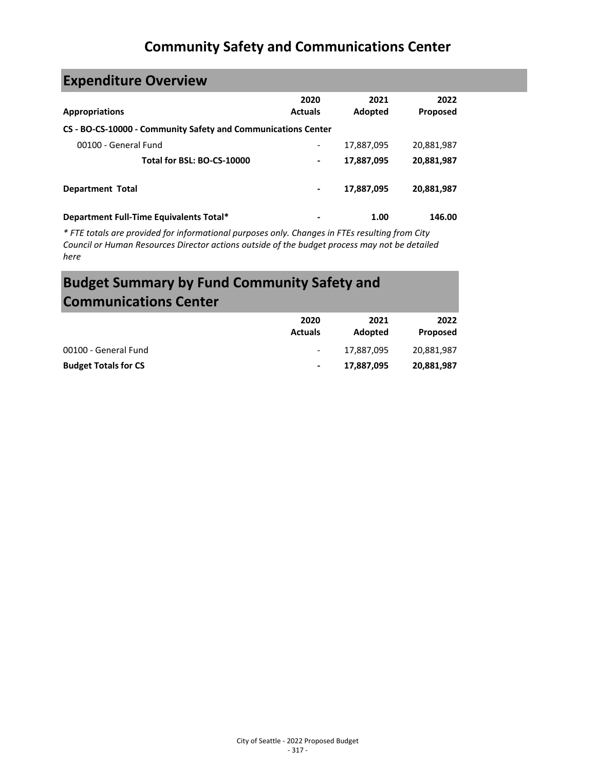# Community Safety and Communications Center

## Expenditure Overview

| Appropriations | 2020 Actuals | 2021 Adopted | 2022 Proposed |
|---|---|---|---|
| **CS - BO-CS-10000 - Community Safety and Communications Center** | | | |
| 00100 - General Fund | - | 17,887,095 | 20,881,987 |
| **Total for BSL: BO-CS-10000** | **-** | **17,887,095** | **20,881,987** |
| **Department Total** | **-** | **17,887,095** | **20,881,987** |
| **Department Full-Time Equivalents Total*** | **-** | **1.00** | **146.00** |

*\* FTE totals are provided for informational purposes only. Changes in FTEs resulting from City Council or Human Resources Director actions outside of the budget process may not be detailed here*

## Budget Summary by Fund Community Safety and Communications Center

| | 2020 Actuals | 2021 Adopted | 2022 Proposed |
|---|---|---|---|
| 00100 - General Fund | - | 17,887,095 | 20,881,987 |
| **Budget Totals for CS** | **-** | **17,887,095** | **20,881,987** |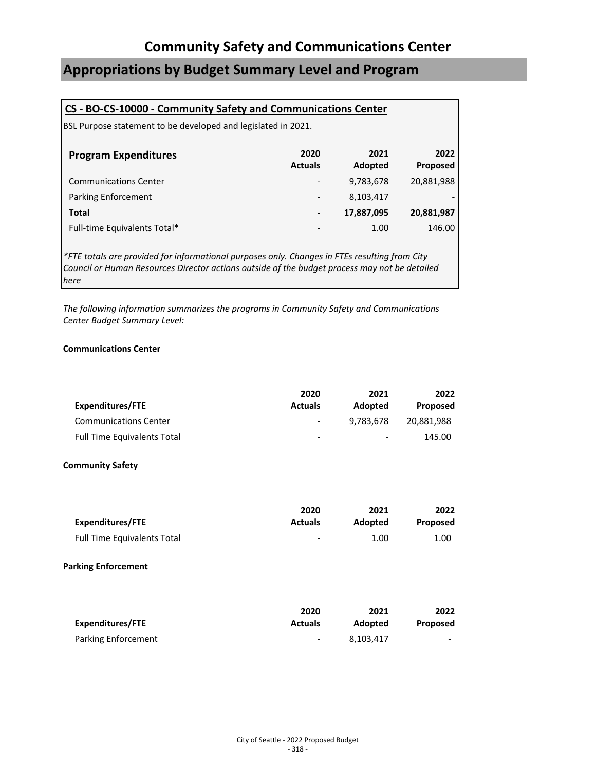# Community Safety and Communications Center

## Appropriations by Budget Summary Level and Program

### CS - BO-CS-10000 - Community Safety and Communications Center

BSL Purpose statement to be developed and legislated in 2021.

| Program Expenditures | 2020 Actuals | 2021 Adopted | 2022 Proposed |
|---|---|---|---|
| Communications Center | - | 9,783,678 | 20,881,988 |
| Parking Enforcement | - | 8,103,417 | - |
| **Total** | **-** | **17,887,095** | **20,881,987** |
| Full-time Equivalents Total* | - | 1.00 | 146.00 |

*\*FTE totals are provided for informational purposes only. Changes in FTEs resulting from City Council or Human Resources Director actions outside of the budget process may not be detailed here*

*The following information summarizes the programs in Community Safety and Communications Center Budget Summary Level:*

**Communications Center**

| Expenditures/FTE | 2020 Actuals | 2021 Adopted | 2022 Proposed |
|---|---|---|---|
| Communications Center | - | 9,783,678 | 20,881,988 |
| Full Time Equivalents Total | - | - | 145.00 |

**Community Safety**

| Expenditures/FTE | 2020 Actuals | 2021 Adopted | 2022 Proposed |
|---|---|---|---|
| Full Time Equivalents Total | - | 1.00 | 1.00 |

**Parking Enforcement**

| Expenditures/FTE | 2020 Actuals | 2021 Adopted | 2022 Proposed |
|---|---|---|---|
| Parking Enforcement | - | 8,103,417 | - |